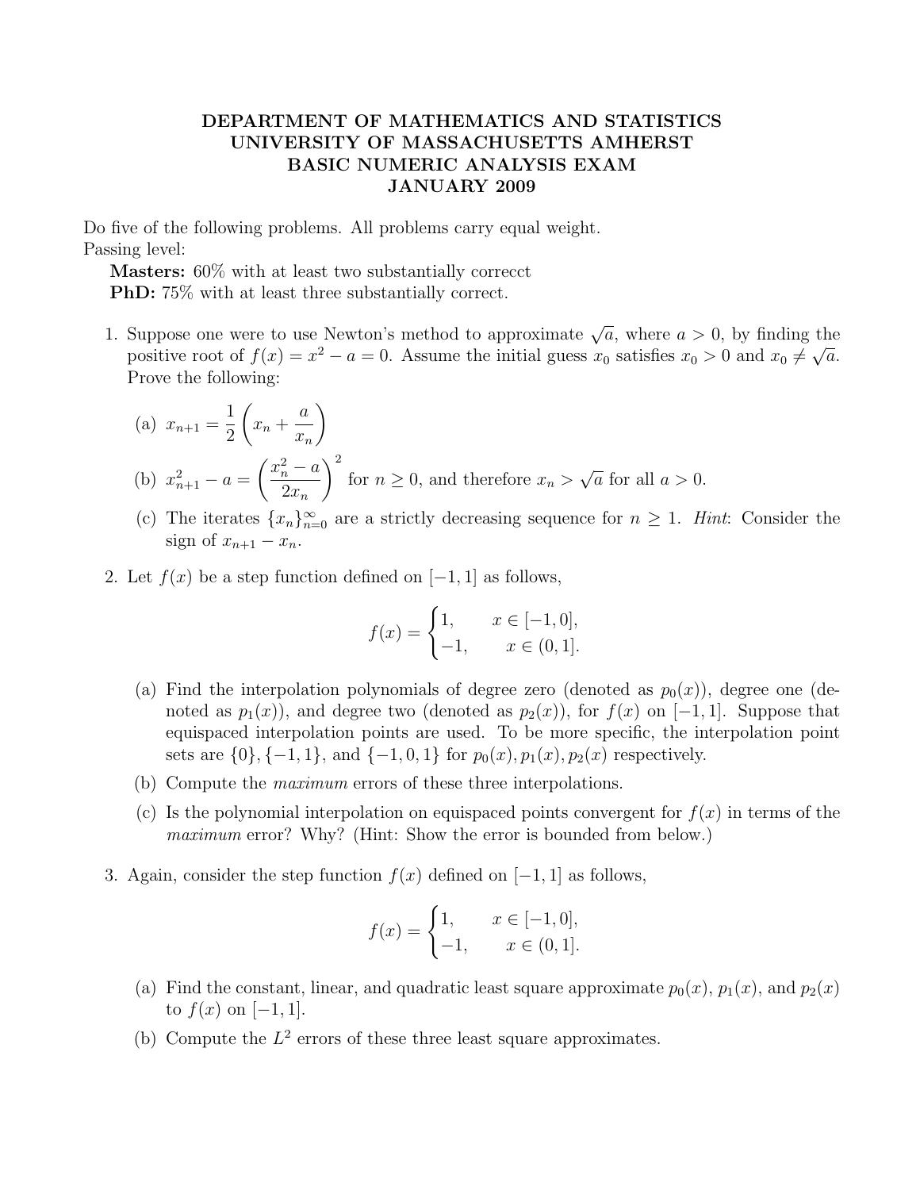# DEPARTMENT OF MATHEMATICS AND STATISTICS
# UNIVERSITY OF MASSACHUSETTS AMHERST
# BASIC NUMERIC ANALYSIS EXAM
# JANUARY 2009

Do five of the following problems. All problems carry equal weight.
Passing level:

**Masters:** 60% with at least two substantially correcct

**PhD:** 75% with at least three substantially correct.

1. Suppose one were to use Newton's method to approximate $\sqrt{a}$, where $a > 0$, by finding the positive root of $f(x) = x^2 - a = 0$. Assume the initial guess $x_0$ satisfies $x_0 > 0$ and $x_0 \neq \sqrt{a}$. Prove the following:

   (a) $x_{n+1} = \dfrac{1}{2}\left(x_n + \dfrac{a}{x_n}\right)$

   (b) $x_{n+1}^2 - a = \left(\dfrac{x_n^2 - a}{2x_n}\right)^2$ for $n \geq 0$, and therefore $x_n > \sqrt{a}$ for all $a > 0$.

   (c) The iterates $\{x_n\}_{n=0}^{\infty}$ are a strictly decreasing sequence for $n \geq 1$. *Hint*: Consider the sign of $x_{n+1} - x_n$.

2. Let $f(x)$ be a step function defined on $[-1, 1]$ as follows,

$$f(x) = \begin{cases} 1, & x \in [-1, 0], \\ -1, & x \in (0, 1]. \end{cases}$$

   (a) Find the interpolation polynomials of degree zero (denoted as $p_0(x)$), degree one (denoted as $p_1(x)$), and degree two (denoted as $p_2(x)$), for $f(x)$ on $[-1, 1]$. Suppose that equispaced interpolation points are used. To be more specific, the interpolation point sets are $\{0\}, \{-1, 1\}$, and $\{-1, 0, 1\}$ for $p_0(x), p_1(x), p_2(x)$ respectively.

   (b) Compute the *maximum* errors of these three interpolations.

   (c) Is the polynomial interpolation on equispaced points convergent for $f(x)$ in terms of the *maximum* error? Why? (Hint: Show the error is bounded from below.)

3. Again, consider the step function $f(x)$ defined on $[-1, 1]$ as follows,

$$f(x) = \begin{cases} 1, & x \in [-1, 0], \\ -1, & x \in (0, 1]. \end{cases}$$

   (a) Find the constant, linear, and quadratic least square approximate $p_0(x)$, $p_1(x)$, and $p_2(x)$ to $f(x)$ on $[-1, 1]$.

   (b) Compute the $L^2$ errors of these three least square approximates.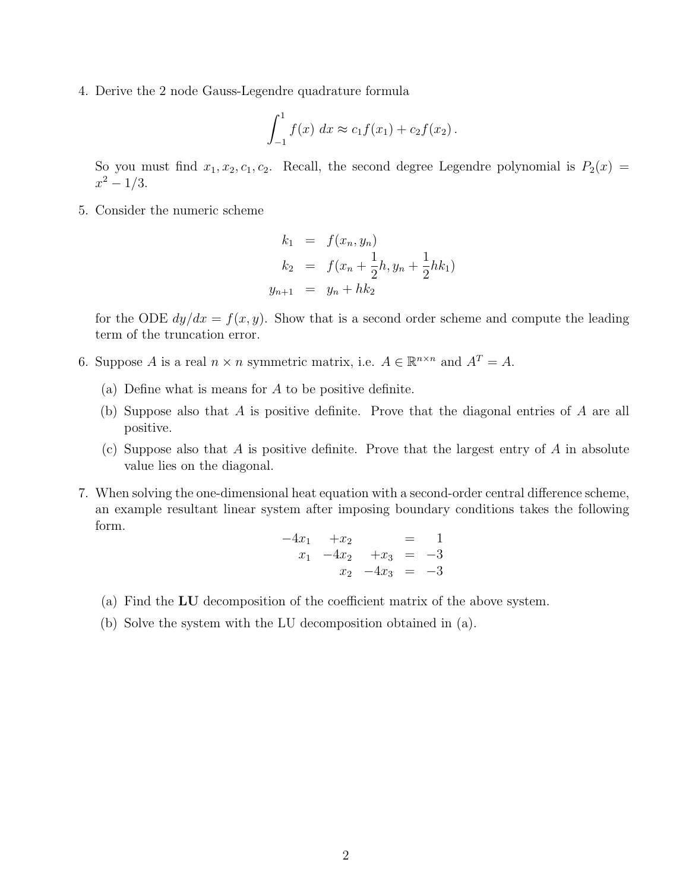4. Derive the 2 node Gauss-Legendre quadrature formula

$$\int_{-1}^{1} f(x)\, dx \approx c_1 f(x_1) + c_2 f(x_2)\,.$$

So you must find $x_1, x_2, c_1, c_2$. Recall, the second degree Legendre polynomial is $P_2(x) = x^2 - 1/3$.

5. Consider the numeric scheme

$$\begin{aligned} k_1 &= f(x_n, y_n) \\ k_2 &= f(x_n + \frac{1}{2}h, y_n + \frac{1}{2}hk_1) \\ y_{n+1} &= y_n + hk_2 \end{aligned}$$

for the ODE $dy/dx = f(x, y)$. Show that is a second order scheme and compute the leading term of the truncation error.

6. Suppose $A$ is a real $n \times n$ symmetric matrix, i.e. $A \in \mathbb{R}^{n \times n}$ and $A^T = A$.

   (a) Define what is means for $A$ to be positive definite.

   (b) Suppose also that $A$ is positive definite. Prove that the diagonal entries of $A$ are all positive.

   (c) Suppose also that $A$ is positive definite. Prove that the largest entry of $A$ in absolute value lies on the diagonal.

7. When solving the one-dimensional heat equation with a second-order central difference scheme, an example resultant linear system after imposing boundary conditions takes the following form.

$$\begin{aligned} -4x_1 \quad + x_2 \qquad\qquad &= \phantom{-}1 \\ x_1 \quad -4x_2 \quad + x_3 &= -3 \\ x_2 \quad -4x_3 &= -3 \end{aligned}$$

   (a) Find the **LU** decomposition of the coefficient matrix of the above system.

   (b) Solve the system with the LU decomposition obtained in (a).